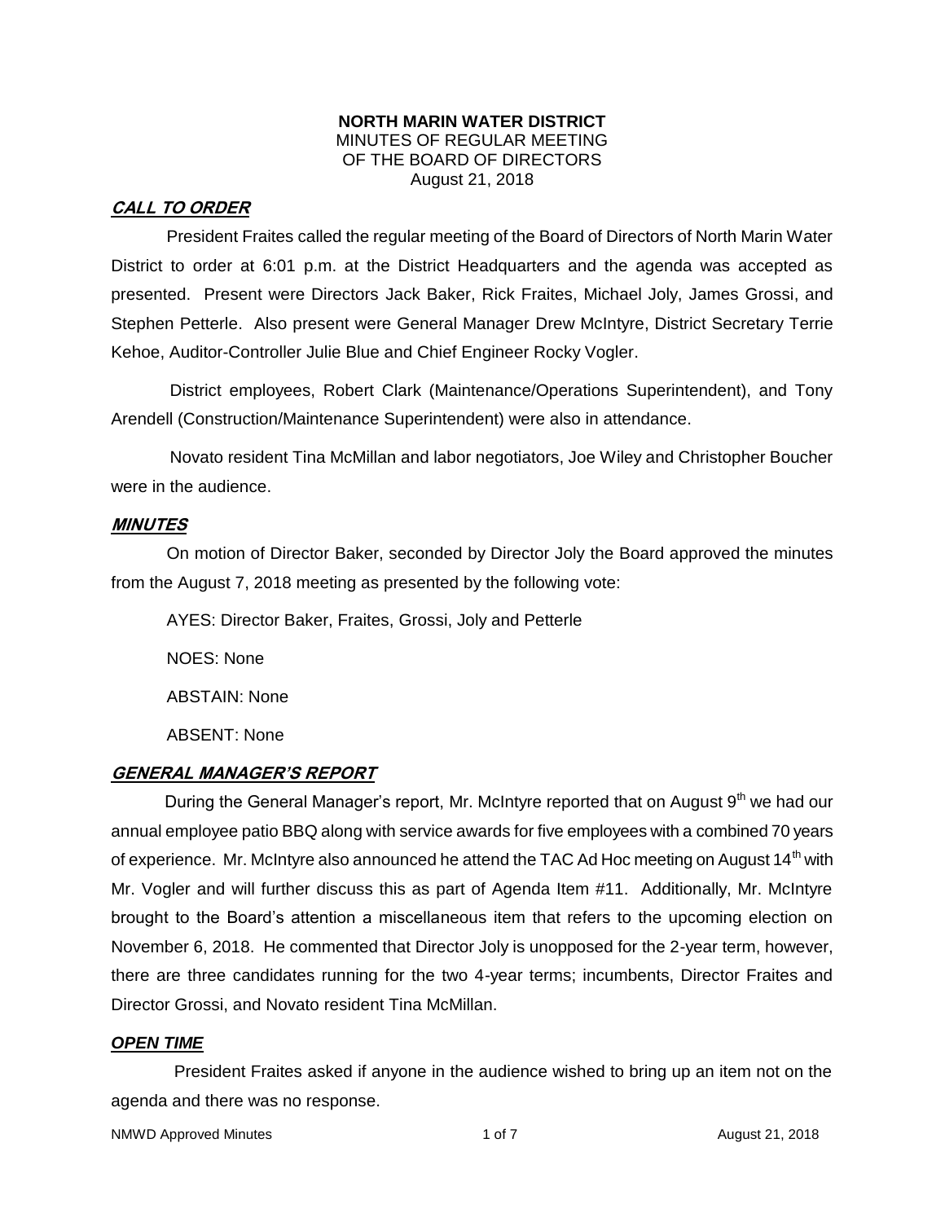**NORTH MARIN WATER DISTRICT**
MINUTES OF REGULAR MEETING
OF THE BOARD OF DIRECTORS
August 21, 2018

## ***CALL TO ORDER***

President Fraites called the regular meeting of the Board of Directors of North Marin Water District to order at 6:01 p.m. at the District Headquarters and the agenda was accepted as presented. Present were Directors Jack Baker, Rick Fraites, Michael Joly, James Grossi, and Stephen Petterle. Also present were General Manager Drew McIntyre, District Secretary Terrie Kehoe, Auditor-Controller Julie Blue and Chief Engineer Rocky Vogler.

District employees, Robert Clark (Maintenance/Operations Superintendent), and Tony Arendell (Construction/Maintenance Superintendent) were also in attendance.

Novato resident Tina McMillan and labor negotiators, Joe Wiley and Christopher Boucher were in the audience.

## ***MINUTES***

On motion of Director Baker, seconded by Director Joly the Board approved the minutes from the August 7, 2018 meeting as presented by the following vote:

AYES: Director Baker, Fraites, Grossi, Joly and Petterle

NOES: None

ABSTAIN: None

ABSENT: None

## ***GENERAL MANAGER'S REPORT***

During the General Manager's report, Mr. McIntyre reported that on August 9th we had our annual employee patio BBQ along with service awards for five employees with a combined 70 years of experience. Mr. McIntyre also announced he attend the TAC Ad Hoc meeting on August 14th with Mr. Vogler and will further discuss this as part of Agenda Item #11. Additionally, Mr. McIntyre brought to the Board's attention a miscellaneous item that refers to the upcoming election on November 6, 2018. He commented that Director Joly is unopposed for the 2-year term, however, there are three candidates running for the two 4-year terms; incumbents, Director Fraites and Director Grossi, and Novato resident Tina McMillan.

## ***OPEN TIME***

President Fraites asked if anyone in the audience wished to bring up an item not on the agenda and there was no response.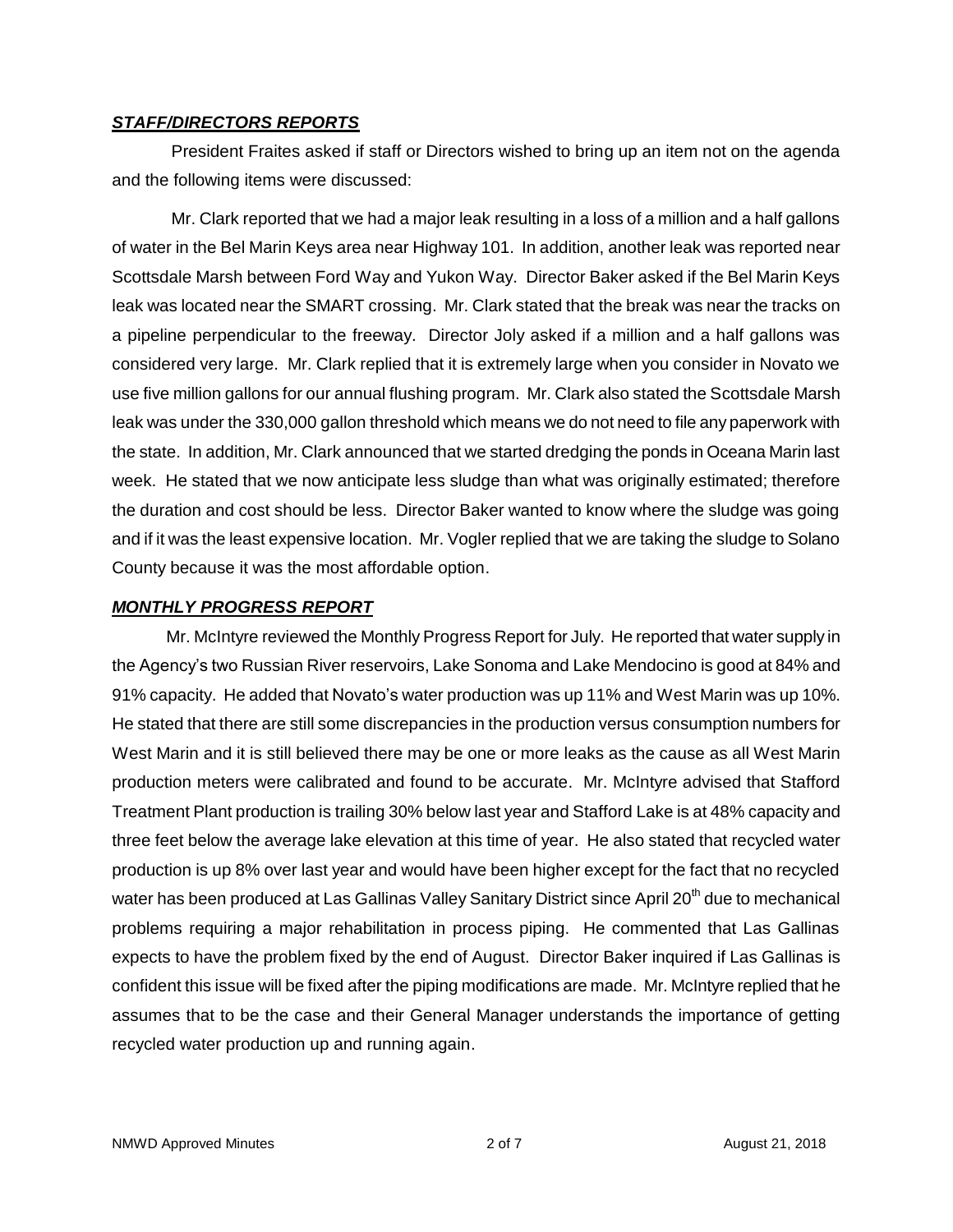***STAFF/DIRECTORS REPORTS***

President Fraites asked if staff or Directors wished to bring up an item not on the agenda and the following items were discussed:

Mr. Clark reported that we had a major leak resulting in a loss of a million and a half gallons of water in the Bel Marin Keys area near Highway 101. In addition, another leak was reported near Scottsdale Marsh between Ford Way and Yukon Way. Director Baker asked if the Bel Marin Keys leak was located near the SMART crossing. Mr. Clark stated that the break was near the tracks on a pipeline perpendicular to the freeway. Director Joly asked if a million and a half gallons was considered very large. Mr. Clark replied that it is extremely large when you consider in Novato we use five million gallons for our annual flushing program. Mr. Clark also stated the Scottsdale Marsh leak was under the 330,000 gallon threshold which means we do not need to file any paperwork with the state. In addition, Mr. Clark announced that we started dredging the ponds in Oceana Marin last week. He stated that we now anticipate less sludge than what was originally estimated; therefore the duration and cost should be less. Director Baker wanted to know where the sludge was going and if it was the least expensive location. Mr. Vogler replied that we are taking the sludge to Solano County because it was the most affordable option.

***MONTHLY PROGRESS REPORT***

Mr. McIntyre reviewed the Monthly Progress Report for July. He reported that water supply in the Agency's two Russian River reservoirs, Lake Sonoma and Lake Mendocino is good at 84% and 91% capacity. He added that Novato's water production was up 11% and West Marin was up 10%. He stated that there are still some discrepancies in the production versus consumption numbers for West Marin and it is still believed there may be one or more leaks as the cause as all West Marin production meters were calibrated and found to be accurate. Mr. McIntyre advised that Stafford Treatment Plant production is trailing 30% below last year and Stafford Lake is at 48% capacity and three feet below the average lake elevation at this time of year. He also stated that recycled water production is up 8% over last year and would have been higher except for the fact that no recycled water has been produced at Las Gallinas Valley Sanitary District since April 20th due to mechanical problems requiring a major rehabilitation in process piping. He commented that Las Gallinas expects to have the problem fixed by the end of August. Director Baker inquired if Las Gallinas is confident this issue will be fixed after the piping modifications are made. Mr. McIntyre replied that he assumes that to be the case and their General Manager understands the importance of getting recycled water production up and running again.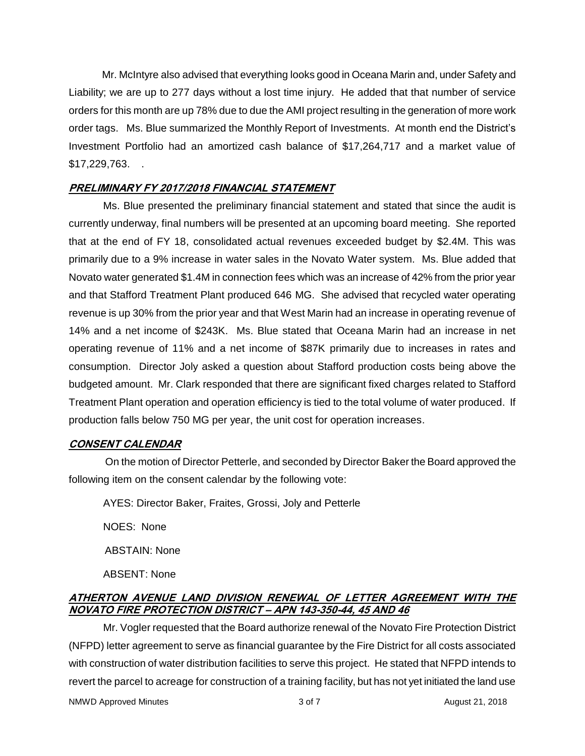Mr. McIntyre also advised that everything looks good in Oceana Marin and, under Safety and Liability; we are up to 277 days without a lost time injury. He added that that number of service orders for this month are up 78% due to due the AMI project resulting in the generation of more work order tags. Ms. Blue summarized the Monthly Report of Investments. At month end the District's Investment Portfolio had an amortized cash balance of $17,264,717 and a market value of $17,229,763. .

## ***PRELIMINARY FY 2017/2018 FINANCIAL STATEMENT***

Ms. Blue presented the preliminary financial statement and stated that since the audit is currently underway, final numbers will be presented at an upcoming board meeting. She reported that at the end of FY 18, consolidated actual revenues exceeded budget by $2.4M. This was primarily due to a 9% increase in water sales in the Novato Water system. Ms. Blue added that Novato water generated $1.4M in connection fees which was an increase of 42% from the prior year and that Stafford Treatment Plant produced 646 MG. She advised that recycled water operating revenue is up 30% from the prior year and that West Marin had an increase in operating revenue of 14% and a net income of $243K. Ms. Blue stated that Oceana Marin had an increase in net operating revenue of 11% and a net income of $87K primarily due to increases in rates and consumption. Director Joly asked a question about Stafford production costs being above the budgeted amount. Mr. Clark responded that there are significant fixed charges related to Stafford Treatment Plant operation and operation efficiency is tied to the total volume of water produced. If production falls below 750 MG per year, the unit cost for operation increases.

## ***CONSENT CALENDAR***

On the motion of Director Petterle, and seconded by Director Baker the Board approved the following item on the consent calendar by the following vote:

AYES: Director Baker, Fraites, Grossi, Joly and Petterle

NOES: None

ABSTAIN: None

ABSENT: None

## ***ATHERTON AVENUE LAND DIVISION RENEWAL OF LETTER AGREEMENT WITH THE NOVATO FIRE PROTECTION DISTRICT – APN 143-350-44, 45 AND 46***

Mr. Vogler requested that the Board authorize renewal of the Novato Fire Protection District (NFPD) letter agreement to serve as financial guarantee by the Fire District for all costs associated with construction of water distribution facilities to serve this project. He stated that NFPD intends to revert the parcel to acreage for construction of a training facility, but has not yet initiated the land use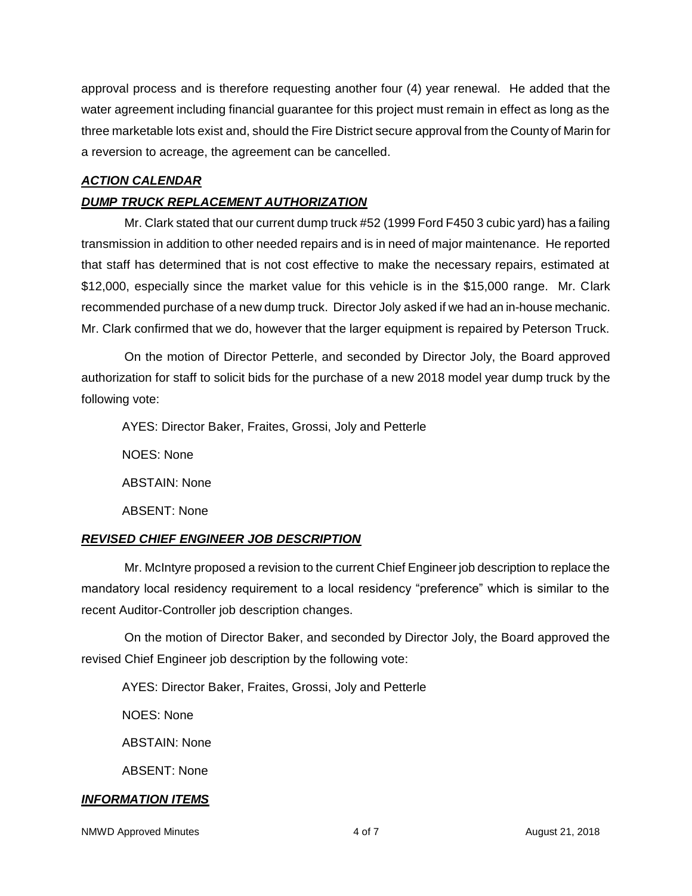approval process and is therefore requesting another four (4) year renewal. He added that the water agreement including financial guarantee for this project must remain in effect as long as the three marketable lots exist and, should the Fire District secure approval from the County of Marin for a reversion to acreage, the agreement can be cancelled.

***ACTION CALENDAR***

***DUMP TRUCK REPLACEMENT AUTHORIZATION***

Mr. Clark stated that our current dump truck #52 (1999 Ford F450 3 cubic yard) has a failing transmission in addition to other needed repairs and is in need of major maintenance. He reported that staff has determined that is not cost effective to make the necessary repairs, estimated at $12,000, especially since the market value for this vehicle is in the $15,000 range. Mr. Clark recommended purchase of a new dump truck. Director Joly asked if we had an in-house mechanic. Mr. Clark confirmed that we do, however that the larger equipment is repaired by Peterson Truck.

On the motion of Director Petterle, and seconded by Director Joly, the Board approved authorization for staff to solicit bids for the purchase of a new 2018 model year dump truck by the following vote:

AYES: Director Baker, Fraites, Grossi, Joly and Petterle

NOES: None

ABSTAIN: None

ABSENT: None

***REVISED CHIEF ENGINEER JOB DESCRIPTION***

Mr. McIntyre proposed a revision to the current Chief Engineer job description to replace the mandatory local residency requirement to a local residency "preference" which is similar to the recent Auditor-Controller job description changes.

On the motion of Director Baker, and seconded by Director Joly, the Board approved the revised Chief Engineer job description by the following vote:

AYES: Director Baker, Fraites, Grossi, Joly and Petterle

NOES: None

ABSTAIN: None

ABSENT: None

***INFORMATION ITEMS***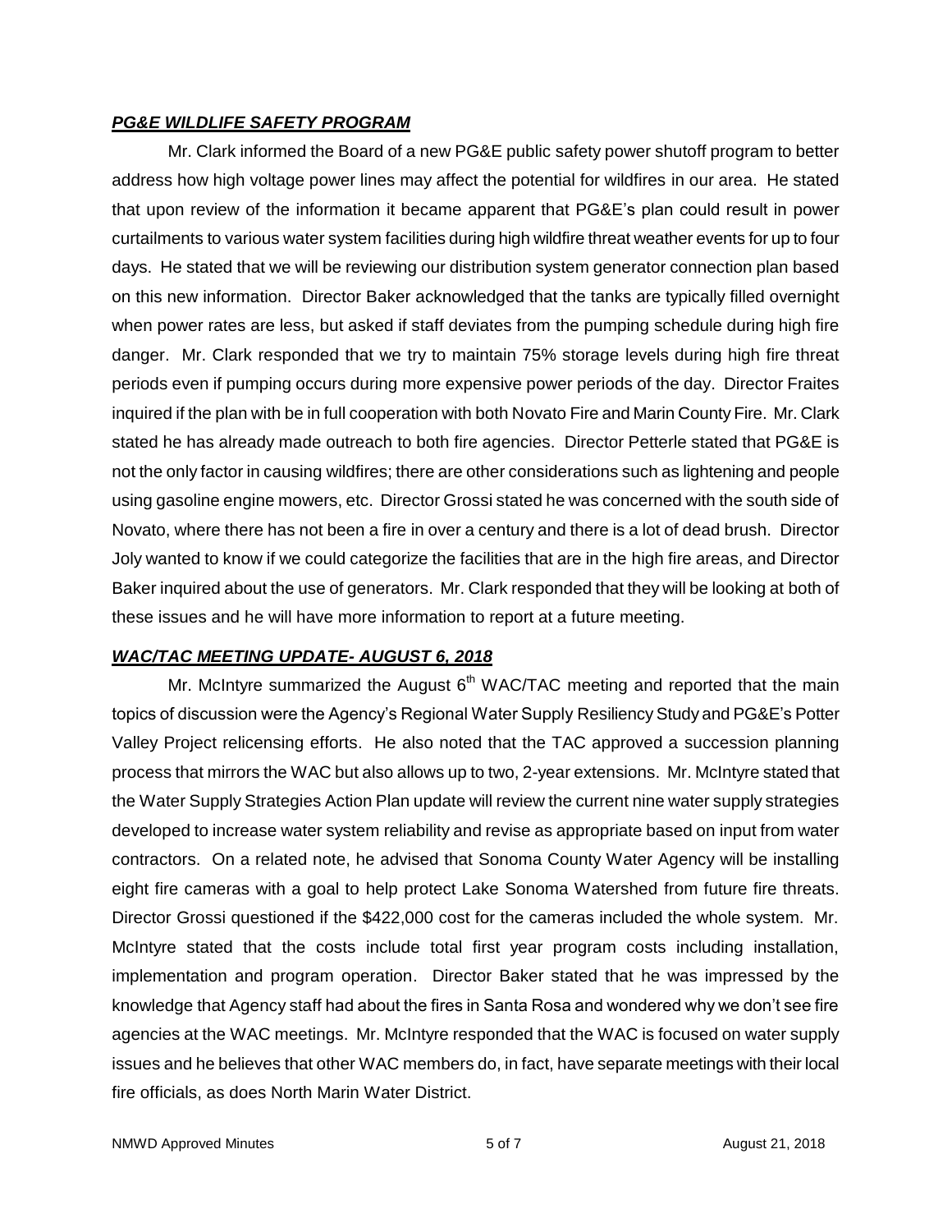### ***PG&E WILDLIFE SAFETY PROGRAM***

Mr. Clark informed the Board of a new PG&E public safety power shutoff program to better address how high voltage power lines may affect the potential for wildfires in our area. He stated that upon review of the information it became apparent that PG&E's plan could result in power curtailments to various water system facilities during high wildfire threat weather events for up to four days. He stated that we will be reviewing our distribution system generator connection plan based on this new information. Director Baker acknowledged that the tanks are typically filled overnight when power rates are less, but asked if staff deviates from the pumping schedule during high fire danger. Mr. Clark responded that we try to maintain 75% storage levels during high fire threat periods even if pumping occurs during more expensive power periods of the day. Director Fraites inquired if the plan with be in full cooperation with both Novato Fire and Marin County Fire. Mr. Clark stated he has already made outreach to both fire agencies. Director Petterle stated that PG&E is not the only factor in causing wildfires; there are other considerations such as lightening and people using gasoline engine mowers, etc. Director Grossi stated he was concerned with the south side of Novato, where there has not been a fire in over a century and there is a lot of dead brush. Director Joly wanted to know if we could categorize the facilities that are in the high fire areas, and Director Baker inquired about the use of generators. Mr. Clark responded that they will be looking at both of these issues and he will have more information to report at a future meeting.

### ***WAC/TAC MEETING UPDATE- AUGUST 6, 2018***

Mr. McIntyre summarized the August 6th WAC/TAC meeting and reported that the main topics of discussion were the Agency's Regional Water Supply Resiliency Study and PG&E's Potter Valley Project relicensing efforts. He also noted that the TAC approved a succession planning process that mirrors the WAC but also allows up to two, 2-year extensions. Mr. McIntyre stated that the Water Supply Strategies Action Plan update will review the current nine water supply strategies developed to increase water system reliability and revise as appropriate based on input from water contractors. On a related note, he advised that Sonoma County Water Agency will be installing eight fire cameras with a goal to help protect Lake Sonoma Watershed from future fire threats. Director Grossi questioned if the $422,000 cost for the cameras included the whole system. Mr. McIntyre stated that the costs include total first year program costs including installation, implementation and program operation. Director Baker stated that he was impressed by the knowledge that Agency staff had about the fires in Santa Rosa and wondered why we don't see fire agencies at the WAC meetings. Mr. McIntyre responded that the WAC is focused on water supply issues and he believes that other WAC members do, in fact, have separate meetings with their local fire officials, as does North Marin Water District.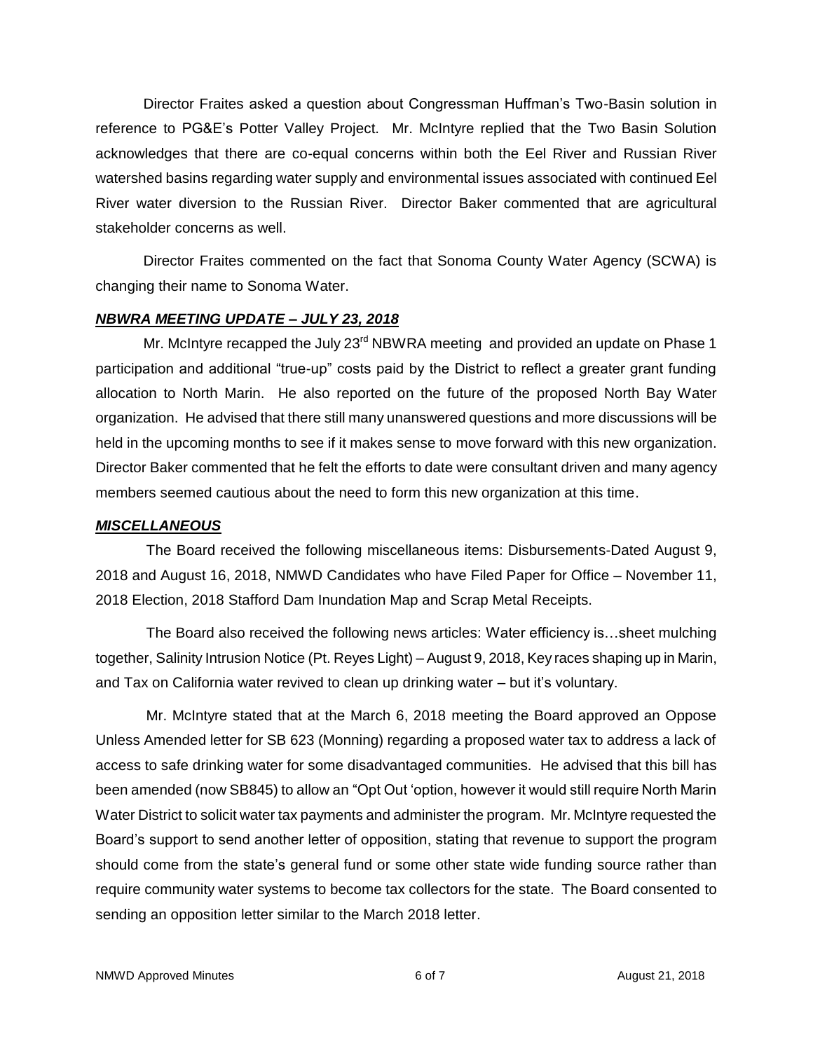Director Fraites asked a question about Congressman Huffman's Two-Basin solution in reference to PG&E's Potter Valley Project. Mr. McIntyre replied that the Two Basin Solution acknowledges that there are co-equal concerns within both the Eel River and Russian River watershed basins regarding water supply and environmental issues associated with continued Eel River water diversion to the Russian River. Director Baker commented that are agricultural stakeholder concerns as well.

Director Fraites commented on the fact that Sonoma County Water Agency (SCWA) is changing their name to Sonoma Water.

***NBWRA MEETING UPDATE – JULY 23, 2018***

Mr. McIntyre recapped the July 23rd NBWRA meeting and provided an update on Phase 1 participation and additional "true-up" costs paid by the District to reflect a greater grant funding allocation to North Marin. He also reported on the future of the proposed North Bay Water organization. He advised that there still many unanswered questions and more discussions will be held in the upcoming months to see if it makes sense to move forward with this new organization. Director Baker commented that he felt the efforts to date were consultant driven and many agency members seemed cautious about the need to form this new organization at this time.

***MISCELLANEOUS***

The Board received the following miscellaneous items: Disbursements-Dated August 9, 2018 and August 16, 2018, NMWD Candidates who have Filed Paper for Office – November 11, 2018 Election, 2018 Stafford Dam Inundation Map and Scrap Metal Receipts.

The Board also received the following news articles: Water efficiency is…sheet mulching together, Salinity Intrusion Notice (Pt. Reyes Light) – August 9, 2018, Key races shaping up in Marin, and Tax on California water revived to clean up drinking water – but it's voluntary.

Mr. McIntyre stated that at the March 6, 2018 meeting the Board approved an Oppose Unless Amended letter for SB 623 (Monning) regarding a proposed water tax to address a lack of access to safe drinking water for some disadvantaged communities. He advised that this bill has been amended (now SB845) to allow an "Opt Out 'option, however it would still require North Marin Water District to solicit water tax payments and administer the program. Mr. McIntyre requested the Board's support to send another letter of opposition, stating that revenue to support the program should come from the state's general fund or some other state wide funding source rather than require community water systems to become tax collectors for the state. The Board consented to sending an opposition letter similar to the March 2018 letter.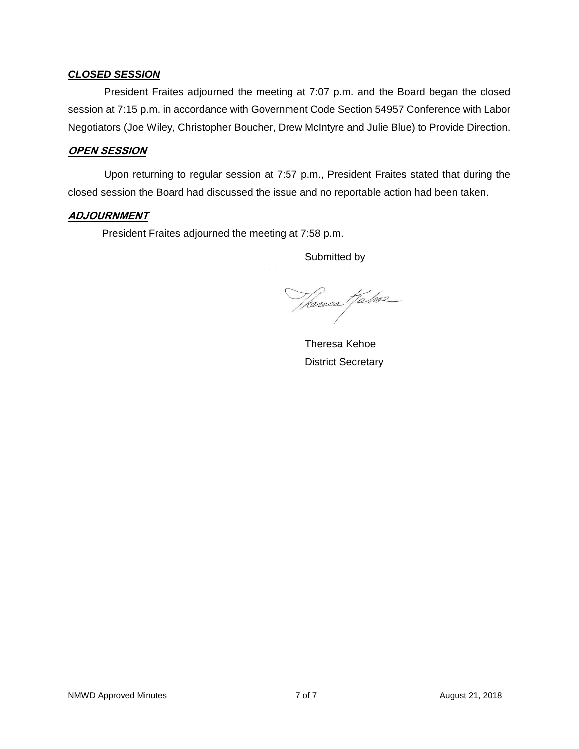***CLOSED SESSION***

President Fraites adjourned the meeting at 7:07 p.m. and the Board began the closed session at 7:15 p.m. in accordance with Government Code Section 54957 Conference with Labor Negotiators (Joe Wiley, Christopher Boucher, Drew McIntyre and Julie Blue) to Provide Direction.

***OPEN SESSION***

Upon returning to regular session at 7:57 p.m., President Fraites stated that during the closed session the Board had discussed the issue and no reportable action had been taken.

***ADJOURNMENT***

President Fraites adjourned the meeting at 7:58 p.m.

Submitted by

Theresa Kehoe
District Secretary